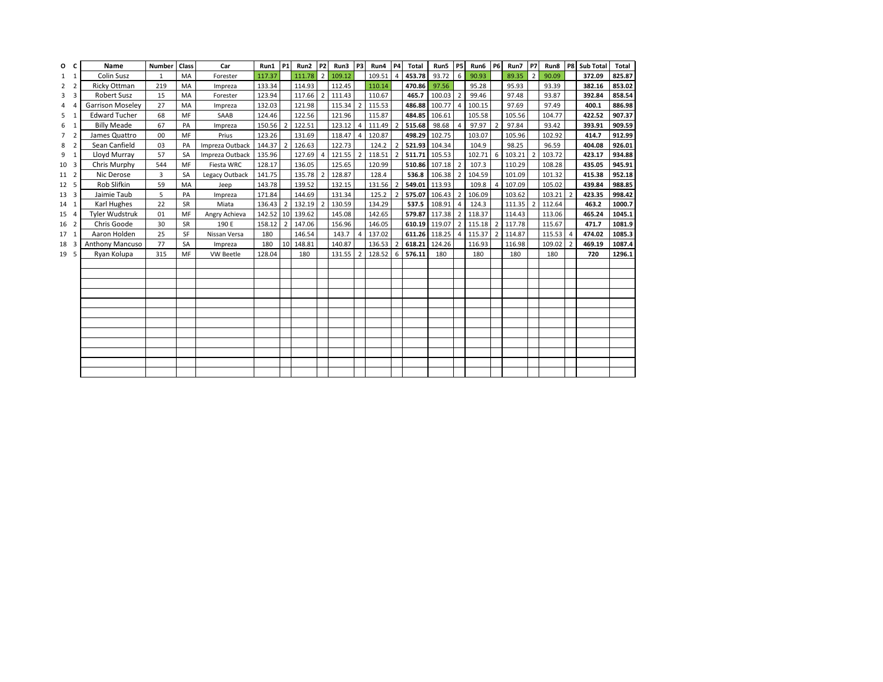| O | C | Name | Number | Class | Car | Run1 | P1 | Run2 | P2 | Run3 | P3 | Run4 | P4 | Total | Run5 | P5 | Run6 | P6 | Run7 | P7 | Run8 | P8 | Sub Total | Total |
|---|---|---|---|---|---|---|---|---|---|---|---|---|---|---|---|---|---|---|---|---|---|---|---|---|
| 1 | 1 | Colin Susz | 1 | MA | Forester | 117.37 | | 111.78 | 2 | 109.12 | | 109.51 | 4 | **453.78** | 93.72 | 6 | 90.93 | | 89.35 | 2 | 90.09 | | **372.09** | **825.87** |
| 2 | 2 | Ricky Ottman | 219 | MA | Impreza | 133.34 | | 114.93 | | 112.45 | | 110.14 | | **470.86** | 97.56 | | 95.28 | | 95.93 | | 93.39 | | **382.16** | **853.02** |
| 3 | 3 | Robert Susz | 15 | MA | Forester | 123.94 | | 117.66 | 2 | 111.43 | | 110.67 | | **465.7** | 100.03 | 2 | 99.46 | | 97.48 | | 93.87 | | **392.84** | **858.54** |
| 4 | 4 | Garrison Moseley | 27 | MA | Impreza | 132.03 | | 121.98 | | 115.34 | 2 | 115.53 | | **486.88** | 100.77 | 4 | 100.15 | | 97.69 | | 97.49 | | **400.1** | **886.98** |
| 5 | 1 | Edward Tucher | 68 | MF | SAAB | 124.46 | | 122.56 | | 121.96 | | 115.87 | | **484.85** | 106.61 | | 105.58 | | 105.56 | | 104.77 | | **422.52** | **907.37** |
| 6 | 1 | Billy Meade | 67 | PA | Impreza | 150.56 | 2 | 122.51 | | 123.12 | 4 | 111.49 | 2 | **515.68** | 98.68 | 4 | 97.97 | 2 | 97.84 | | 93.42 | | **393.91** | **909.59** |
| 7 | 2 | James Quattro | 00 | MF | Prius | 123.26 | | 131.69 | | 118.47 | 4 | 120.87 | | **498.29** | 102.75 | | 103.07 | | 105.96 | | 102.92 | | **414.7** | **912.99** |
| 8 | 2 | Sean Canfield | 03 | PA | Impreza Outback | 144.37 | 2 | 126.63 | | 122.73 | | 124.2 | 2 | **521.93** | 104.34 | | 104.9 | | 98.25 | | 96.59 | | **404.08** | **926.01** |
| 9 | 1 | Lloyd Murray | 57 | SA | Impreza Outback | 135.96 | | 127.69 | 4 | 121.55 | 2 | 118.51 | 2 | **511.71** | 105.53 | | 102.71 | 6 | 103.21 | 2 | 103.72 | | **423.17** | **934.88** |
| 10 | 3 | Chris Murphy | 544 | MF | Fiesta WRC | 128.17 | | 136.05 | | 125.65 | | 120.99 | | **510.86** | 107.18 | 2 | 107.3 | | 110.29 | | 108.28 | | **435.05** | **945.91** |
| 11 | 2 | Nic Derose | 3 | SA | Legacy Outback | 141.75 | | 135.78 | 2 | 128.87 | | 128.4 | | **536.8** | 106.38 | 2 | 104.59 | | 101.09 | | 101.32 | | **415.38** | **952.18** |
| 12 | 5 | Rob Slifkin | 59 | MA | Jeep | 143.78 | | 139.52 | | 132.15 | | 131.56 | 2 | **549.01** | 113.93 | | 109.8 | 4 | 107.09 | | 105.02 | | **439.84** | **988.85** |
| 13 | 3 | Jaimie Taub | 5 | PA | Impreza | 171.84 | | 144.69 | | 131.34 | | 125.2 | 2 | **575.07** | 106.43 | 2 | 106.09 | | 103.62 | | 103.21 | 2 | **423.35** | **998.42** |
| 14 | 1 | Karl Hughes | 22 | SR | Miata | 136.43 | 2 | 132.19 | 2 | 130.59 | | 134.29 | | **537.5** | 108.91 | 4 | 124.3 | | 111.35 | 2 | 112.64 | | **463.2** | **1000.7** |
| 15 | 4 | Tyler Wudstruk | 01 | MF | Angry Achieva | 142.52 | 10 | 139.62 | | 145.08 | | 142.65 | | **579.87** | 117.38 | 2 | 118.37 | | 114.43 | | 113.06 | | **465.24** | **1045.1** |
| 16 | 2 | Chris Goode | 30 | SR | 190 E | 158.12 | 2 | 147.06 | | 156.96 | | 146.05 | | **610.19** | 119.07 | 2 | 115.18 | 2 | 117.78 | | 115.67 | | **471.7** | **1081.9** |
| 17 | 1 | Aaron Holden | 25 | SF | Nissan Versa | 180 | | 146.54 | | 143.7 | 4 | 137.02 | | **611.26** | 118.25 | 4 | 115.37 | 2 | 114.87 | | 115.53 | 4 | **474.02** | **1085.3** |
| 18 | 3 | Anthony Mancuso | 77 | SA | Impreza | 180 | 10 | 148.81 | | 140.87 | | 136.53 | 2 | **618.21** | 124.26 | | 116.93 | | 116.98 | | 109.02 | 2 | **469.19** | **1087.4** |
| 19 | 5 | Ryan Kolupa | 315 | MF | VW Beetle | 128.04 | | 180 | | 131.55 | 2 | 128.52 | 6 | **576.11** | 180 | | 180 | | 180 | | 180 | | **720** | **1296.1** |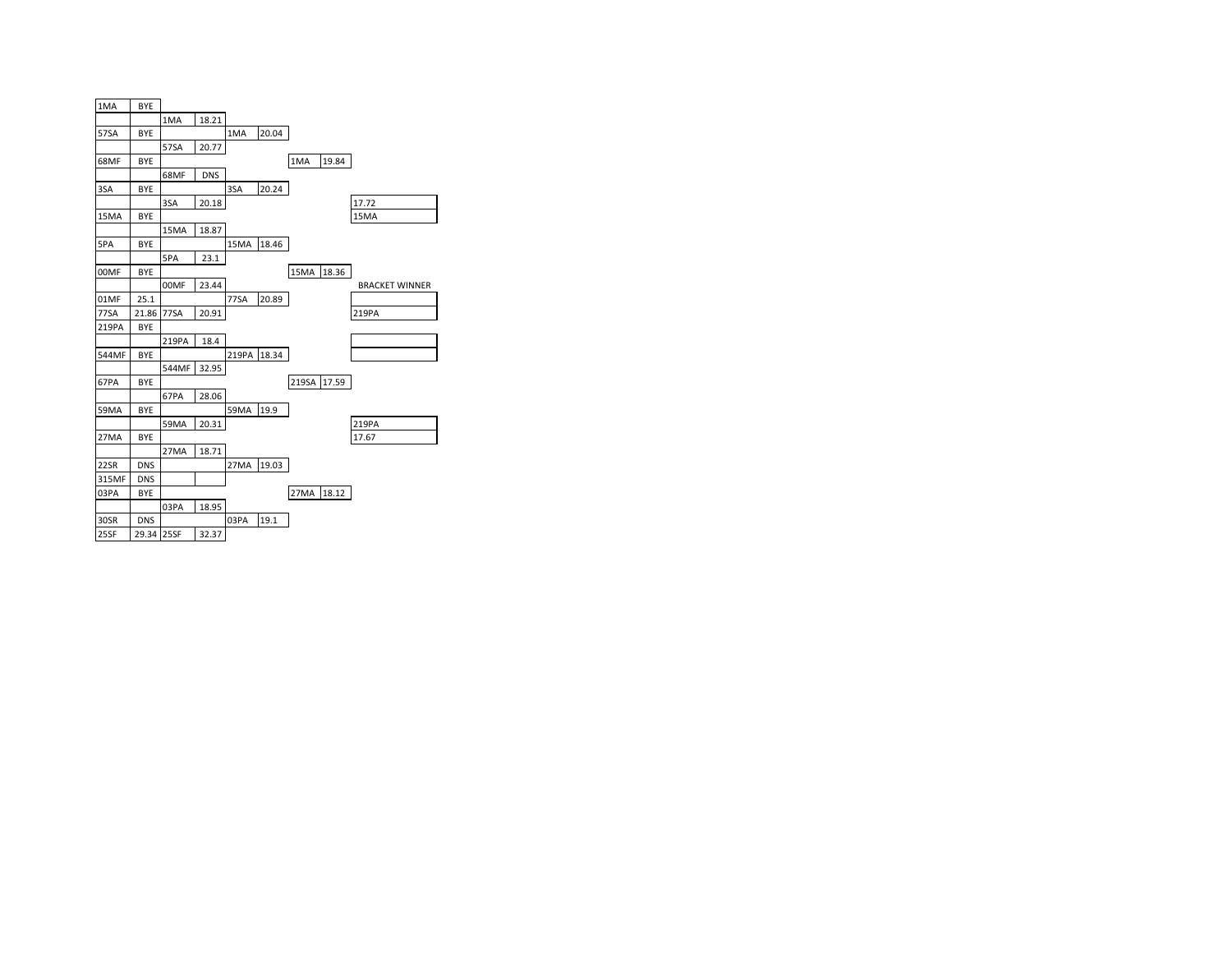| | | | | | | | | |
|---|---|---|---|---|---|---|---|---|
| 1MA | BYE | | | | | | | |
| | | 1MA | 18.21 | | | | | |
| 57SA | BYE | | | 1MA | 20.04 | | | |
| | | 57SA | 20.77 | | | | | |
| 68MF | BYE | | | | | 1MA | 19.84 | |
| | | 68MF | DNS | | | | | |
| 3SA | BYE | | | 3SA | 20.24 | | | |
| | | 3SA | 20.18 | | | | | 17.72 |
| 15MA | BYE | | | | | | | 15MA |
| | | 15MA | 18.87 | | | | | |
| 5PA | BYE | | | 15MA | 18.46 | | | |
| | | 5PA | 23.1 | | | | | |
| 00MF | BYE | | | | | 15MA | 18.36 | |
| | | 00MF | 23.44 | | | | | BRACKET WINNER |
| 01MF | 25.1 | | | 77SA | 20.89 | | | |
| 77SA | 21.86 | 77SA | 20.91 | | | | | 219PA |
| 219PA | BYE | | | | | | | |
| | | 219PA | 18.4 | | | | | |
| 544MF | BYE | | | 219PA | 18.34 | | | |
| | | 544MF | 32.95 | | | | | |
| 67PA | BYE | | | | | 219SA | 17.59 | |
| | | 67PA | 28.06 | | | | | |
| 59MA | BYE | | | 59MA | 19.9 | | | |
| | | 59MA | 20.31 | | | | | 219PA |
| 27MA | BYE | | | | | | | 17.67 |
| | | 27MA | 18.71 | | | | | |
| 22SR | DNS | | | 27MA | 19.03 | | | |
| 315MF | DNS | | | | | | | |
| 03PA | BYE | | | | | 27MA | 18.12 | |
| | | 03PA | 18.95 | | | | | |
| 30SR | DNS | | | 03PA | 19.1 | | | |
| 25SF | 29.34 | 25SF | 32.37 | | | | | |